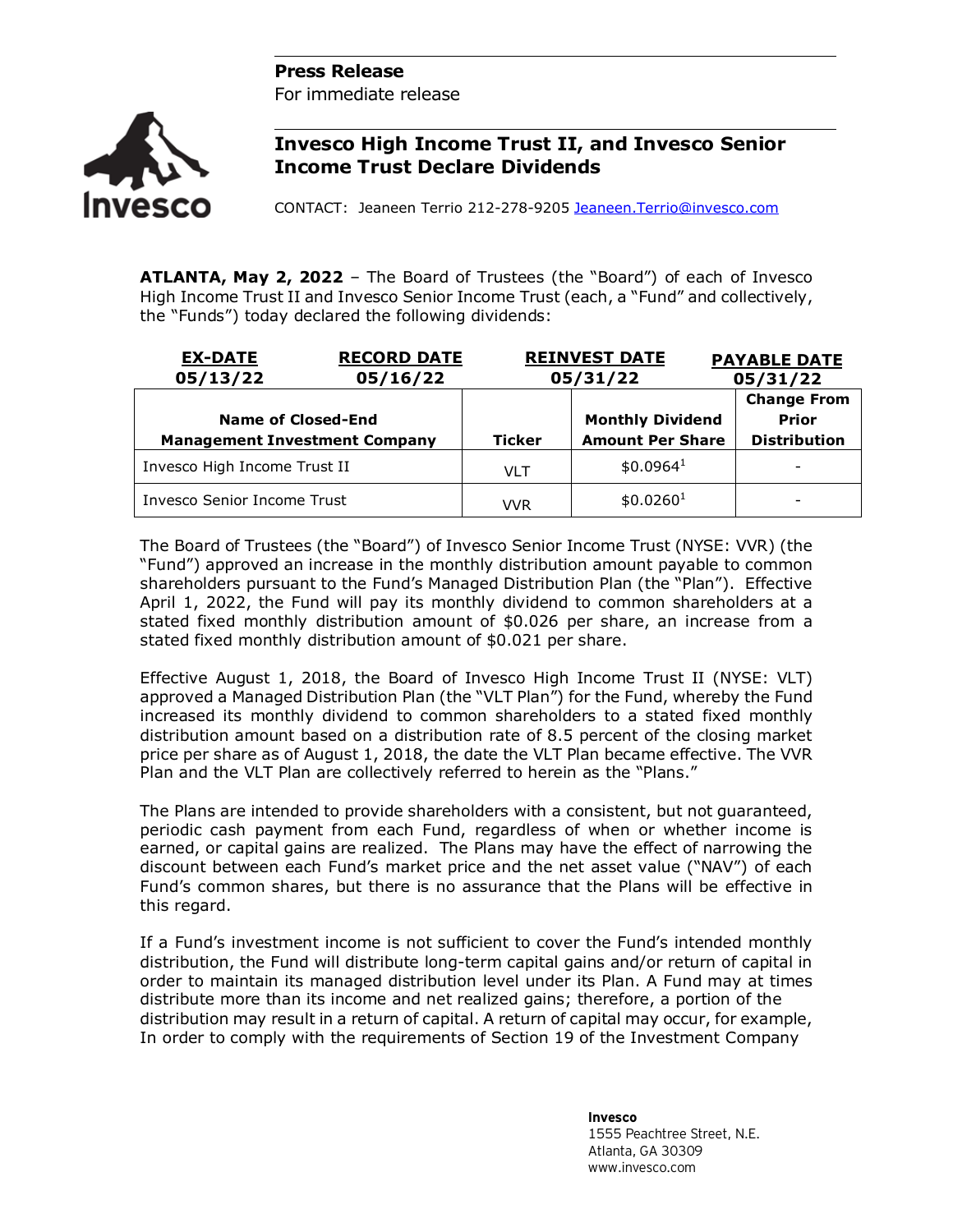**Press Release**
For immediate release

# Invesco High Income Trust II, and Invesco Senior Income Trust Declare Dividends

CONTACT: Jeaneen Terrio 212-278-9205 Jeaneen.Terrio@invesco.com

**ATLANTA, May 2, 2022** – The Board of Trustees (the "Board") of each of Invesco High Income Trust II and Invesco Senior Income Trust (each, a "Fund" and collectively, the "Funds") today declared the following dividends:

| EX-DATE | RECORD DATE | REINVEST DATE | PAYABLE DATE |
|---|---|---|---|
| 05/13/22 | 05/16/22 | 05/31/22 | 05/31/22 |

| Name of Closed-End Management Investment Company | Ticker | Monthly Dividend Amount Per Share | Change From Prior Distribution |
|---|---|---|---|
| Invesco High Income Trust II | VLT | $0.0964[1] | - |
| Invesco Senior Income Trust | VVR | $0.0260[1] | - |

The Board of Trustees (the "Board") of Invesco Senior Income Trust (NYSE: VVR) (the "Fund") approved an increase in the monthly distribution amount payable to common shareholders pursuant to the Fund's Managed Distribution Plan (the "Plan"). Effective April 1, 2022, the Fund will pay its monthly dividend to common shareholders at a stated fixed monthly distribution amount of $0.026 per share, an increase from a stated fixed monthly distribution amount of $0.021 per share.

Effective August 1, 2018, the Board of Invesco High Income Trust II (NYSE: VLT) approved a Managed Distribution Plan (the "VLT Plan") for the Fund, whereby the Fund increased its monthly dividend to common shareholders to a stated fixed monthly distribution amount based on a distribution rate of 8.5 percent of the closing market price per share as of August 1, 2018, the date the VLT Plan became effective. The VVR Plan and the VLT Plan are collectively referred to herein as the "Plans."

The Plans are intended to provide shareholders with a consistent, but not guaranteed, periodic cash payment from each Fund, regardless of when or whether income is earned, or capital gains are realized. The Plans may have the effect of narrowing the discount between each Fund's market price and the net asset value ("NAV") of each Fund's common shares, but there is no assurance that the Plans will be effective in this regard.

If a Fund's investment income is not sufficient to cover the Fund's intended monthly distribution, the Fund will distribute long-term capital gains and/or return of capital in order to maintain its managed distribution level under its Plan. A Fund may at times distribute more than its income and net realized gains; therefore, a portion of the distribution may result in a return of capital. A return of capital may occur, for example, In order to comply with the requirements of Section 19 of the Investment Company

**Invesco**
1555 Peachtree Street, N.E.
Atlanta, GA 30309
www.invesco.com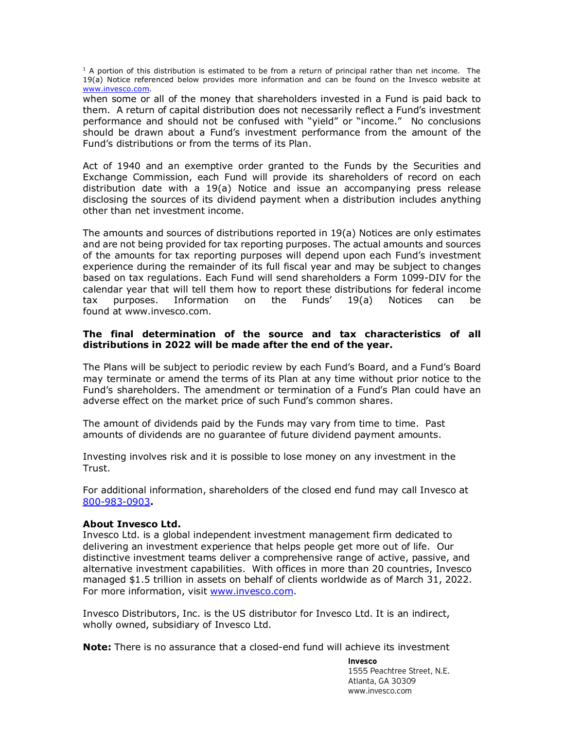[1] A portion of this distribution is estimated to be from a return of principal rather than net income. The 19(a) Notice referenced below provides more information and can be found on the Invesco website at www.invesco.com.

when some or all of the money that shareholders invested in a Fund is paid back to them. A return of capital distribution does not necessarily reflect a Fund's investment performance and should not be confused with "yield" or "income." No conclusions should be drawn about a Fund's investment performance from the amount of the Fund's distributions or from the terms of its Plan.

Act of 1940 and an exemptive order granted to the Funds by the Securities and Exchange Commission, each Fund will provide its shareholders of record on each distribution date with a 19(a) Notice and issue an accompanying press release disclosing the sources of its dividend payment when a distribution includes anything other than net investment income.

The amounts and sources of distributions reported in 19(a) Notices are only estimates and are not being provided for tax reporting purposes. The actual amounts and sources of the amounts for tax reporting purposes will depend upon each Fund's investment experience during the remainder of its full fiscal year and may be subject to changes based on tax regulations. Each Fund will send shareholders a Form 1099-DIV for the calendar year that will tell them how to report these distributions for federal income tax purposes. Information on the Funds' 19(a) Notices can be found at www.invesco.com.

**The final determination of the source and tax characteristics of all distributions in 2022 will be made after the end of the year.**

The Plans will be subject to periodic review by each Fund's Board, and a Fund's Board may terminate or amend the terms of its Plan at any time without prior notice to the Fund's shareholders. The amendment or termination of a Fund's Plan could have an adverse effect on the market price of such Fund's common shares.

The amount of dividends paid by the Funds may vary from time to time. Past amounts of dividends are no guarantee of future dividend payment amounts.

Investing involves risk and it is possible to lose money on any investment in the Trust.

For additional information, shareholders of the closed end fund may call Invesco at 800-983-0903**.**

**About Invesco Ltd.**

Invesco Ltd. is a global independent investment management firm dedicated to delivering an investment experience that helps people get more out of life. Our distinctive investment teams deliver a comprehensive range of active, passive, and alternative investment capabilities. With offices in more than 20 countries, Invesco managed $1.5 trillion in assets on behalf of clients worldwide as of March 31, 2022. For more information, visit www.invesco.com.

Invesco Distributors, Inc. is the US distributor for Invesco Ltd. It is an indirect, wholly owned, subsidiary of Invesco Ltd.

**Note:** There is no assurance that a closed-end fund will achieve its investment

**Invesco**
1555 Peachtree Street, N.E.
Atlanta, GA 30309
www.invesco.com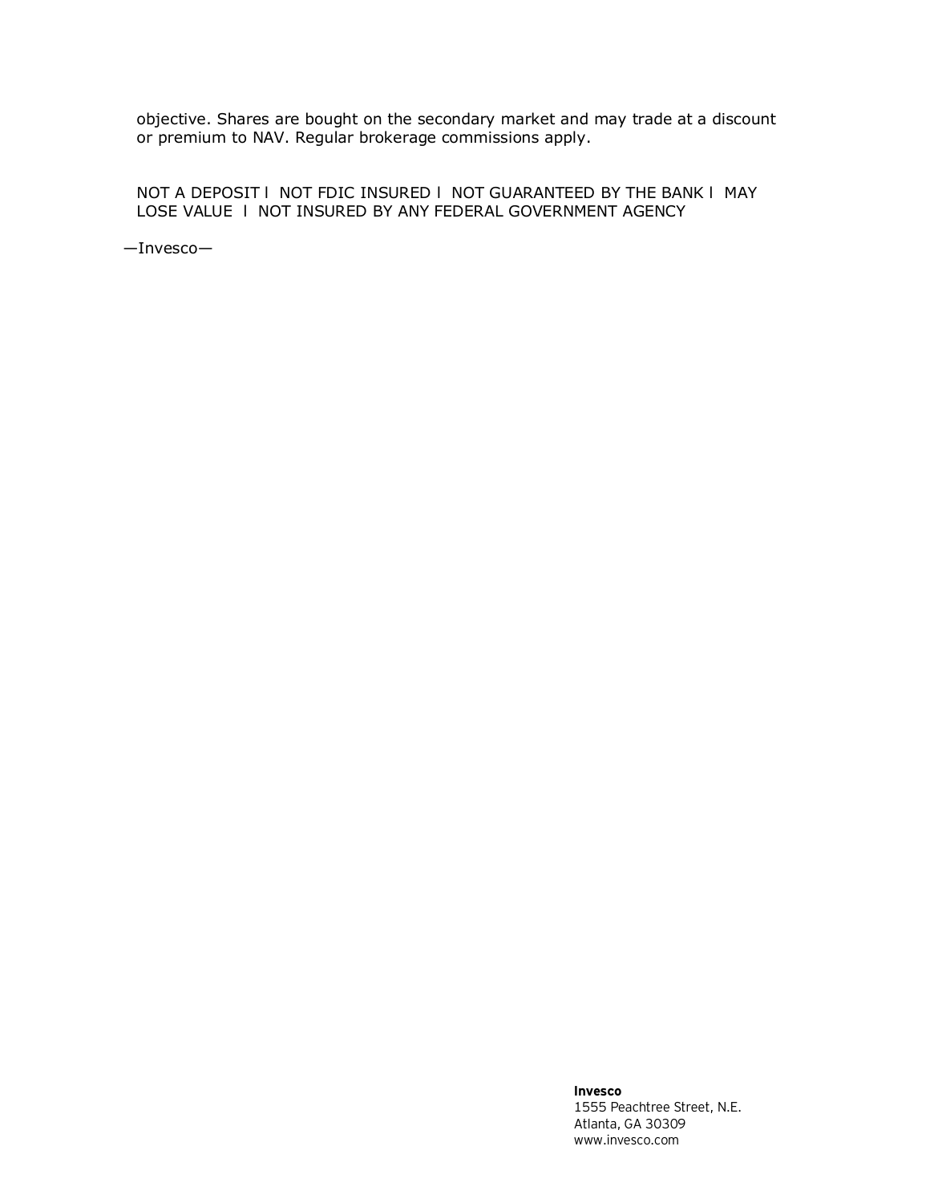objective. Shares are bought on the secondary market and may trade at a discount or premium to NAV. Regular brokerage commissions apply.

NOT A DEPOSIT l NOT FDIC INSURED l NOT GUARANTEED BY THE BANK l MAY LOSE VALUE l NOT INSURED BY ANY FEDERAL GOVERNMENT AGENCY

—Invesco—

**Invesco**
1555 Peachtree Street, N.E.
Atlanta, GA 30309
www.invesco.com